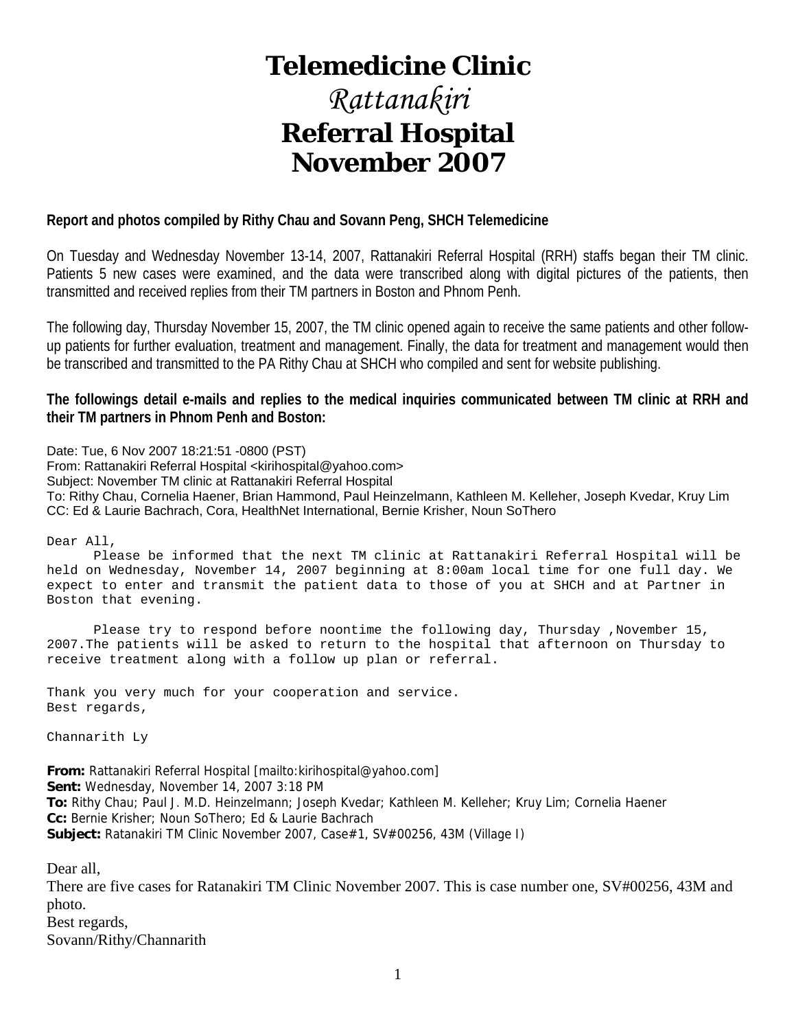# Telemedicine Clinic

## *Rattanakiri*

## Referral Hospital
## November 2007

**Report and photos compiled by Rithy Chau and Sovann Peng, SHCH Telemedicine**

On Tuesday and Wednesday November 13-14, 2007, Rattanakiri Referral Hospital (RRH) staffs began their TM clinic. Patients 5 new cases were examined, and the data were transcribed along with digital pictures of the patients, then transmitted and received replies from their TM partners in Boston and Phnom Penh.

The following day, Thursday November 15, 2007, the TM clinic opened again to receive the same patients and other follow-up patients for further evaluation, treatment and management. Finally, the data for treatment and management would then be transcribed and transmitted to the PA Rithy Chau at SHCH who compiled and sent for website publishing.

**The followings detail e-mails and replies to the medical inquiries communicated between TM clinic at RRH and their TM partners in Phnom Penh and Boston:**

Date: Tue, 6 Nov 2007 18:21:51 -0800 (PST)
From: Rattanakiri Referral Hospital <kirihospital@yahoo.com>
Subject: November TM clinic at Rattanakiri Referral Hospital
To: Rithy Chau, Cornelia Haener, Brian Hammond, Paul Heinzelmann, Kathleen M. Kelleher, Joseph Kvedar, Kruy Lim
CC: Ed & Laurie Bachrach, Cora, HealthNet International, Bernie Krisher, Noun SoThero

```
Dear All,
      Please be informed that the next TM clinic at Rattanakiri Referral Hospital will be
held on Wednesday, November 14, 2007 beginning at 8:00am local time for one full day. We
expect to enter and transmit the patient data to those of you at SHCH and at Partner in
Boston that evening.

      Please try to respond before noontime the following day, Thursday ,November 15,
2007.The patients will be asked to return to the hospital that afternoon on Thursday to
receive treatment along with a follow up plan or referral.

Thank you very much for your cooperation and service.
Best regards,

Channarith Ly
```

**From:** Rattanakiri Referral Hospital [mailto:kirihospital@yahoo.com]
**Sent:** Wednesday, November 14, 2007 3:18 PM
**To:** Rithy Chau; Paul J. M.D. Heinzelmann; Joseph Kvedar; Kathleen M. Kelleher; Kruy Lim; Cornelia Haener
**Cc:** Bernie Krisher; Noun SoThero; Ed & Laurie Bachrach
**Subject:** Ratanakiri TM Clinic November 2007, Case#1, SV#00256, 43M (Village I)

Dear all,
There are five cases for Ratanakiri TM Clinic November 2007. This is case number one, SV#00256, 43M and photo.
Best regards,
Sovann/Rithy/Channarith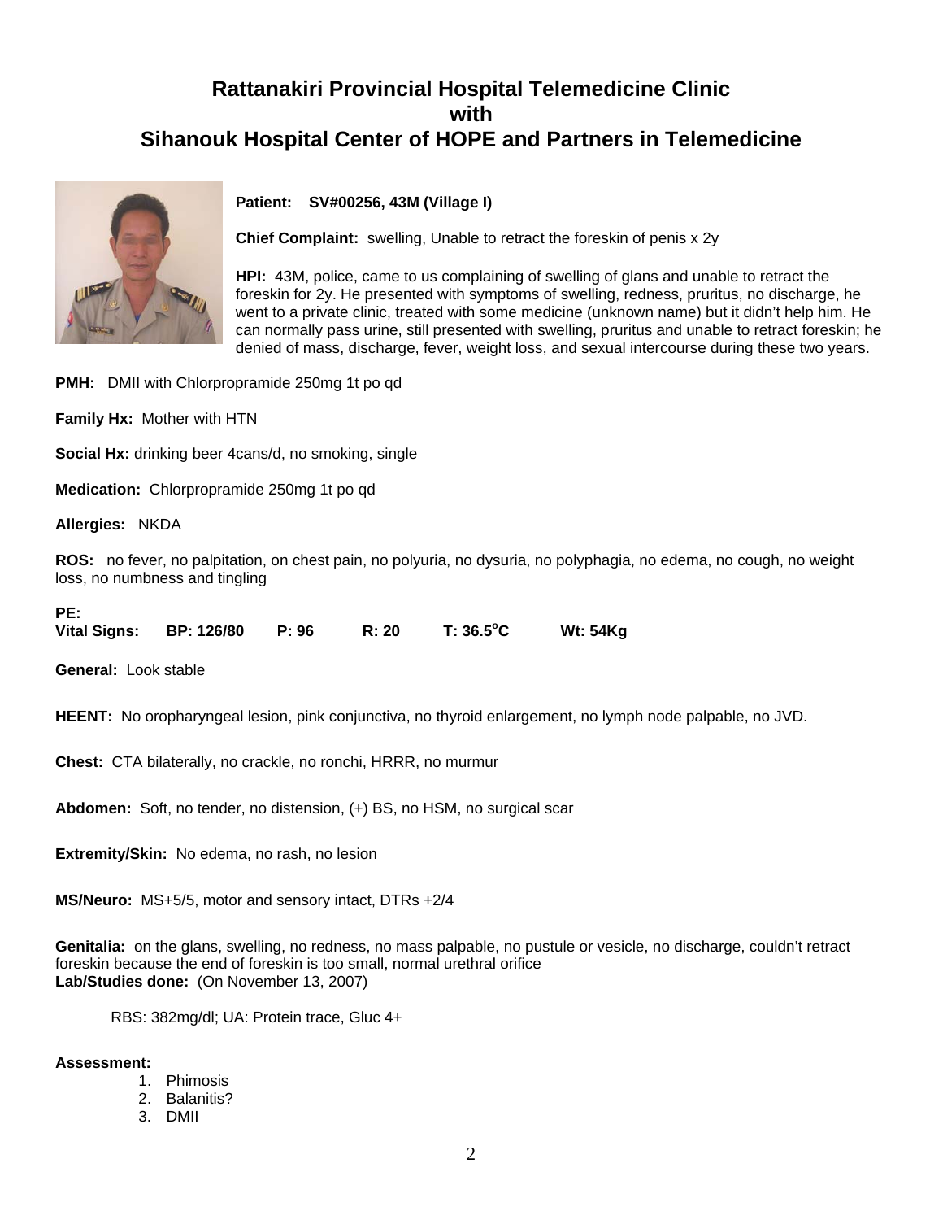# Rattanakiri Provincial Hospital Telemedicine Clinic with Sihanouk Hospital Center of HOPE and Partners in Telemedicine

**Patient: SV#00256, 43M (Village I)**

**Chief Complaint:** swelling, Unable to retract the foreskin of penis x 2y

**HPI:** 43M, police, came to us complaining of swelling of glans and unable to retract the foreskin for 2y. He presented with symptoms of swelling, redness, pruritus, no discharge, he went to a private clinic, treated with some medicine (unknown name) but it didn't help him. He can normally pass urine, still presented with swelling, pruritus and unable to retract foreskin; he denied of mass, discharge, fever, weight loss, and sexual intercourse during these two years.

**PMH:** DMII with Chlorpropramide 250mg 1t po qd

**Family Hx:** Mother with HTN

**Social Hx:** drinking beer 4cans/d, no smoking, single

**Medication:** Chlorpropramide 250mg 1t po qd

**Allergies:** NKDA

**ROS:** no fever, no palpitation, on chest pain, no polyuria, no dysuria, no polyphagia, no edema, no cough, no weight loss, no numbness and tingling

**PE:**

**Vital Signs: BP: 126/80 P: 96 R: 20 T: 36.5°C Wt: 54Kg**

**General:** Look stable

**HEENT:** No oropharyngeal lesion, pink conjunctiva, no thyroid enlargement, no lymph node palpable, no JVD.

**Chest:** CTA bilaterally, no crackle, no ronchi, HRRR, no murmur

**Abdomen:** Soft, no tender, no distension, (+) BS, no HSM, no surgical scar

**Extremity/Skin:** No edema, no rash, no lesion

**MS/Neuro:** MS+5/5, motor and sensory intact, DTRs +2/4

**Genitalia:** on the glans, swelling, no redness, no mass palpable, no pustule or vesicle, no discharge, couldn't retract foreskin because the end of foreskin is too small, normal urethral orifice

**Lab/Studies done:** (On November 13, 2007)

RBS: 382mg/dl; UA: Protein trace, Gluc 4+

**Assessment:**

1. Phimosis
2. Balanitis?
3. DMII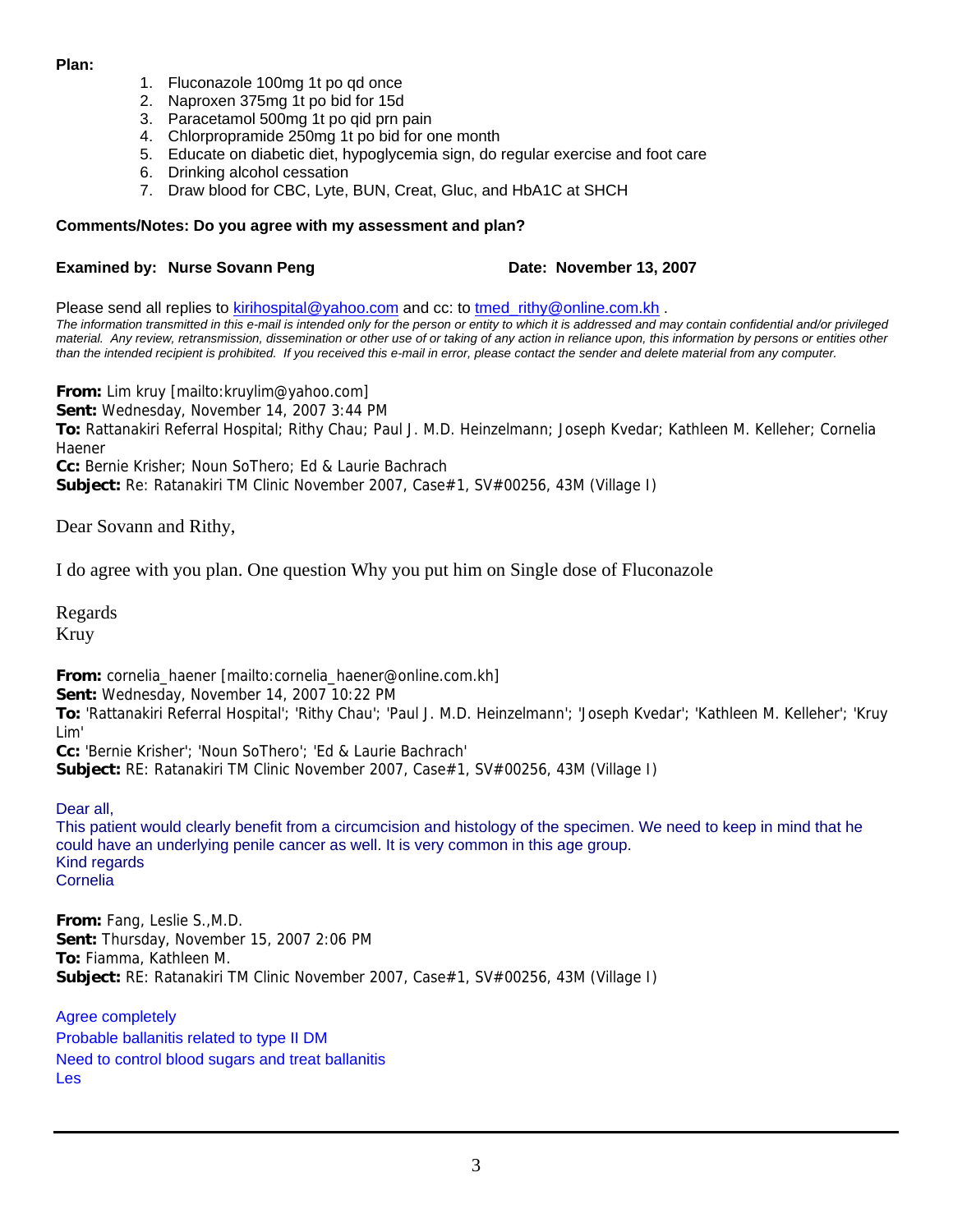**Plan:**

1. Fluconazole 100mg 1t po qd once
2. Naproxen 375mg 1t po bid for 15d
3. Paracetamol 500mg 1t po qid prn pain
4. Chlorpropramide 250mg 1t po bid for one month
5. Educate on diabetic diet, hypoglycemia sign, do regular exercise and foot care
6. Drinking alcohol cessation
7. Draw blood for CBC, Lyte, BUN, Creat, Gluc, and HbA1C at SHCH

**Comments/Notes: Do you agree with my assessment and plan?**

**Examined by: Nurse Sovann Peng** **Date: November 13, 2007**

Please send all replies to kirihospital@yahoo.com and cc: to tmed_rithy@online.com.kh .

*The information transmitted in this e-mail is intended only for the person or entity to which it is addressed and may contain confidential and/or privileged material. Any review, retransmission, dissemination or other use of or taking of any action in reliance upon, this information by persons or entities other than the intended recipient is prohibited. If you received this e-mail in error, please contact the sender and delete material from any computer.*

**From:** Lim kruy [mailto:kruylim@yahoo.com]
**Sent:** Wednesday, November 14, 2007 3:44 PM
**To:** Rattanakiri Referral Hospital; Rithy Chau; Paul J. M.D. Heinzelmann; Joseph Kvedar; Kathleen M. Kelleher; Cornelia Haener
**Cc:** Bernie Krisher; Noun SoThero; Ed & Laurie Bachrach
**Subject:** Re: Ratanakiri TM Clinic November 2007, Case#1, SV#00256, 43M (Village I)

Dear Sovann and Rithy,

I do agree with you plan. One question Why you put him on Single dose of Fluconazole

Regards
Kruy

**From:** cornelia_haener [mailto:cornelia_haener@online.com.kh]
**Sent:** Wednesday, November 14, 2007 10:22 PM
**To:** 'Rattanakiri Referral Hospital'; 'Rithy Chau'; 'Paul J. M.D. Heinzelmann'; 'Joseph Kvedar'; 'Kathleen M. Kelleher'; 'Kruy Lim'
**Cc:** 'Bernie Krisher'; 'Noun SoThero'; 'Ed & Laurie Bachrach'
**Subject:** RE: Ratanakiri TM Clinic November 2007, Case#1, SV#00256, 43M (Village I)

Dear all,
This patient would clearly benefit from a circumcision and histology of the specimen. We need to keep in mind that he could have an underlying penile cancer as well. It is very common in this age group.
Kind regards
Cornelia

**From:** Fang, Leslie S.,M.D.
**Sent:** Thursday, November 15, 2007 2:06 PM
**To:** Fiamma, Kathleen M.
**Subject:** RE: Ratanakiri TM Clinic November 2007, Case#1, SV#00256, 43M (Village I)

Agree completely
Probable ballanitis related to type II DM
Need to control blood sugars and treat ballanitis
Les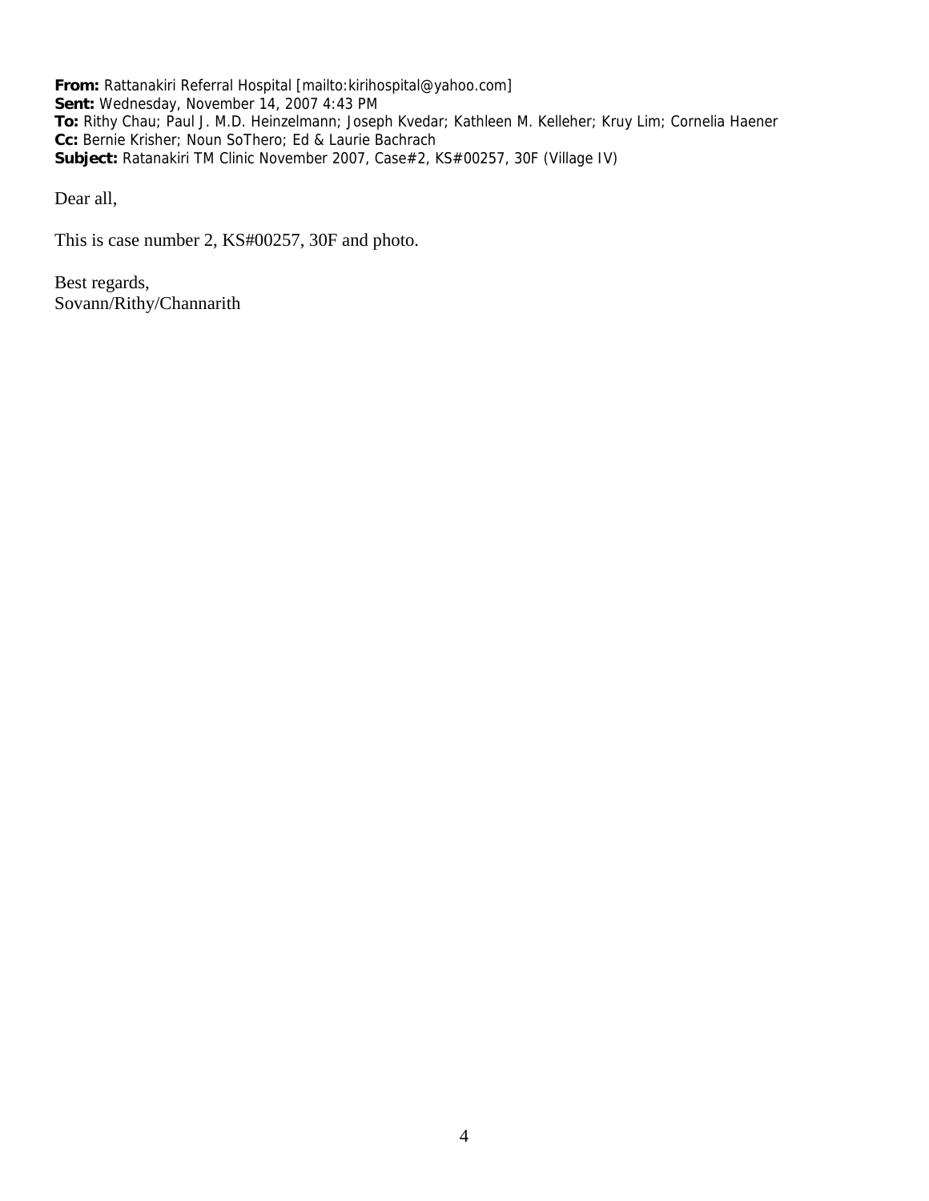**From:** Rattanakiri Referral Hospital [mailto:kirihospital@yahoo.com]
**Sent:** Wednesday, November 14, 2007 4:43 PM
**To:** Rithy Chau; Paul J. M.D. Heinzelmann; Joseph Kvedar; Kathleen M. Kelleher; Kruy Lim; Cornelia Haener
**Cc:** Bernie Krisher; Noun SoThero; Ed & Laurie Bachrach
**Subject:** Ratanakiri TM Clinic November 2007, Case#2, KS#00257, 30F (Village IV)

Dear all,

This is case number 2, KS#00257, 30F and photo.

Best regards,
Sovann/Rithy/Channarith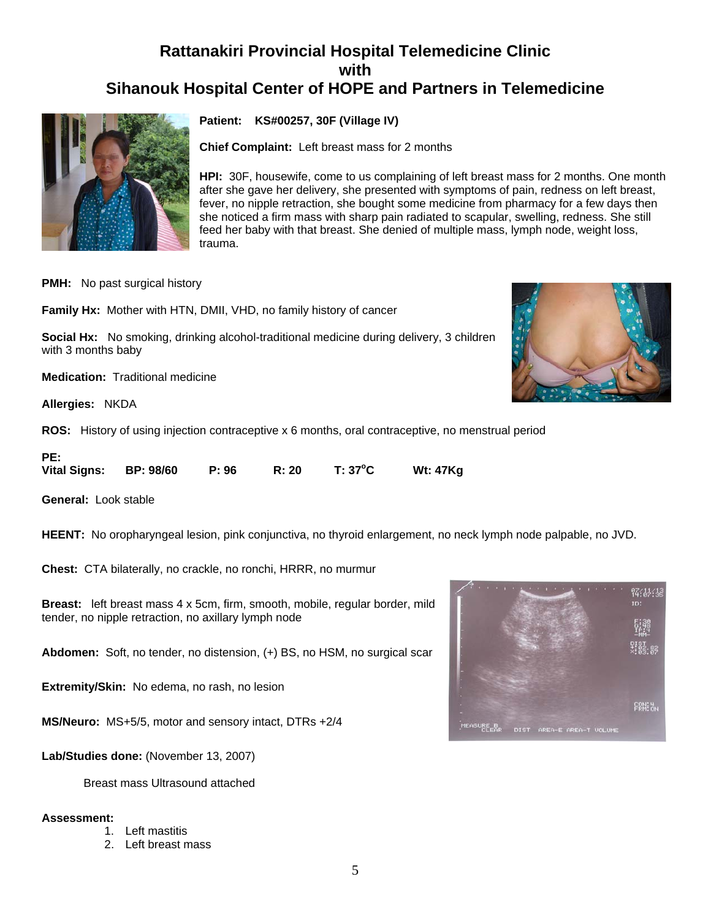# Rattanakiri Provincial Hospital Telemedicine Clinic with Sihanouk Hospital Center of HOPE and Partners in Telemedicine

**Patient:** KS#00257, 30F (Village IV)

**Chief Complaint:** Left breast mass for 2 months

**HPI:** 30F, housewife, come to us complaining of left breast mass for 2 months. One month after she gave her delivery, she presented with symptoms of pain, redness on left breast, fever, no nipple retraction, she bought some medicine from pharmacy for a few days then she noticed a firm mass with sharp pain radiated to scapular, swelling, redness. She still feed her baby with that breast. She denied of multiple mass, lymph node, weight loss, trauma.

**PMH:** No past surgical history

**Family Hx:** Mother with HTN, DMII, VHD, no family history of cancer

**Social Hx:** No smoking, drinking alcohol-traditional medicine during delivery, 3 children with 3 months baby

**Medication:** Traditional medicine

**Allergies:** NKDA

**ROS:** History of using injection contraceptive x 6 months, oral contraceptive, no menstrual period

**PE:**

**Vital Signs:** **BP: 98/60** **P: 96** **R: 20** **T: 37°C** **Wt: 47Kg**

**General:** Look stable

**HEENT:** No oropharyngeal lesion, pink conjunctiva, no thyroid enlargement, no neck lymph node palpable, no JVD.

**Chest:** CTA bilaterally, no crackle, no ronchi, HRRR, no murmur

**Breast:** left breast mass 4 x 5cm, firm, smooth, mobile, regular border, mild tender, no nipple retraction, no axillary lymph node

**Abdomen:** Soft, no tender, no distension, (+) BS, no HSM, no surgical scar

**Extremity/Skin:** No edema, no rash, no lesion

**MS/Neuro:** MS+5/5, motor and sensory intact, DTRs +2/4

**Lab/Studies done:** (November 13, 2007)

Breast mass Ultrasound attached

**Assessment:**

1. Left mastitis
2. Left breast mass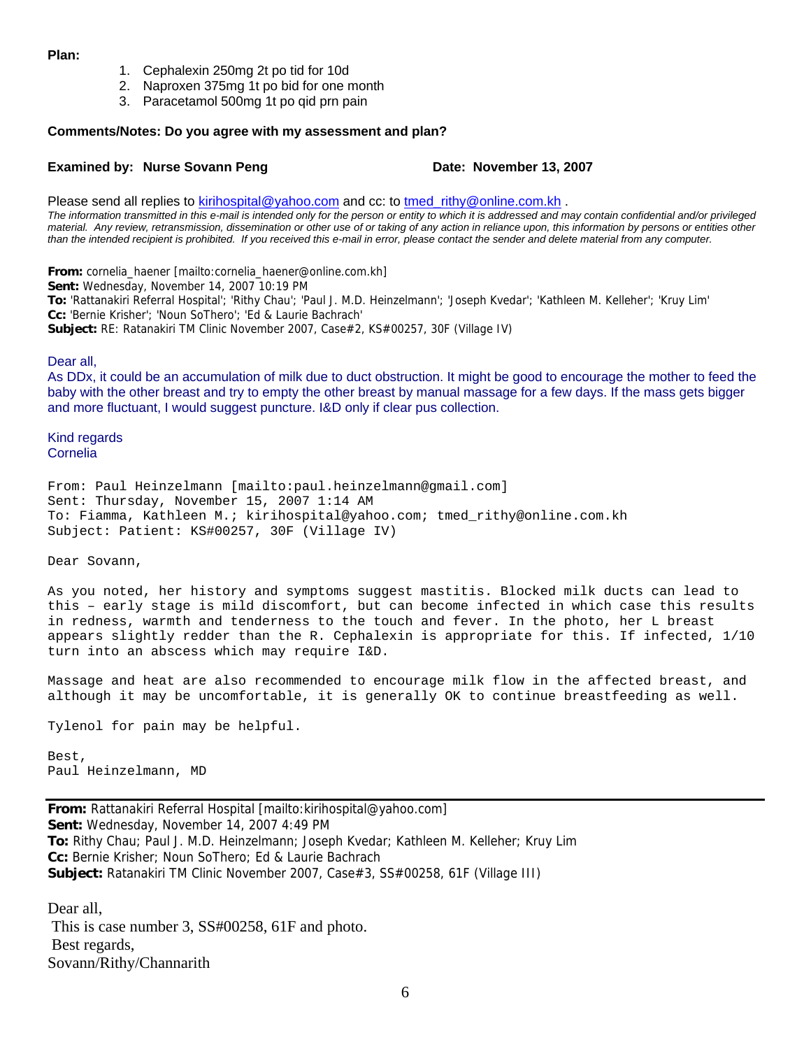**Plan:**

1. Cephalexin 250mg 2t po tid for 10d
2. Naproxen 375mg 1t po bid for one month
3. Paracetamol 500mg 1t po qid prn pain

**Comments/Notes: Do you agree with my assessment and plan?**

**Examined by: Nurse Sovann Peng** **Date: November 13, 2007**

Please send all replies to kirihospital@yahoo.com and cc: to tmed_rithy@online.com.kh .

*The information transmitted in this e-mail is intended only for the person or entity to which it is addressed and may contain confidential and/or privileged material. Any review, retransmission, dissemination or other use of or taking of any action in reliance upon, this information by persons or entities other than the intended recipient is prohibited. If you received this e-mail in error, please contact the sender and delete material from any computer.*

**From:** cornelia_haener [mailto:cornelia_haener@online.com.kh]
**Sent:** Wednesday, November 14, 2007 10:19 PM
**To:** 'Rattanakiri Referral Hospital'; 'Rithy Chau'; 'Paul J. M.D. Heinzelmann'; 'Joseph Kvedar'; 'Kathleen M. Kelleher'; 'Kruy Lim'
**Cc:** 'Bernie Krisher'; 'Noun SoThero'; 'Ed & Laurie Bachrach'
**Subject:** RE: Ratanakiri TM Clinic November 2007, Case#2, KS#00257, 30F (Village IV)

Dear all,
As DDx, it could be an accumulation of milk due to duct obstruction. It might be good to encourage the mother to feed the baby with the other breast and try to empty the other breast by manual massage for a few days. If the mass gets bigger and more fluctuant, I would suggest puncture. I&D only if clear pus collection.

Kind regards
Cornelia

From: Paul Heinzelmann [mailto:paul.heinzelmann@gmail.com]
Sent: Thursday, November 15, 2007 1:14 AM
To: Fiamma, Kathleen M.; kirihospital@yahoo.com; tmed_rithy@online.com.kh
Subject: Patient: KS#00257, 30F (Village IV)

Dear Sovann,

As you noted, her history and symptoms suggest mastitis. Blocked milk ducts can lead to this – early stage is mild discomfort, but can become infected in which case this results in redness, warmth and tenderness to the touch and fever. In the photo, her L breast appears slightly redder than the R. Cephalexin is appropriate for this. If infected, 1/10 turn into an abscess which may require I&D.

Massage and heat are also recommended to encourage milk flow in the affected breast, and although it may be uncomfortable, it is generally OK to continue breastfeeding as well.

Tylenol for pain may be helpful.

Best,
Paul Heinzelmann, MD

---

**From:** Rattanakiri Referral Hospital [mailto:kirihospital@yahoo.com]
**Sent:** Wednesday, November 14, 2007 4:49 PM
**To:** Rithy Chau; Paul J. M.D. Heinzelmann; Joseph Kvedar; Kathleen M. Kelleher; Kruy Lim
**Cc:** Bernie Krisher; Noun SoThero; Ed & Laurie Bachrach
**Subject:** Ratanakiri TM Clinic November 2007, Case#3, SS#00258, 61F (Village III)

Dear all,
This is case number 3, SS#00258, 61F and photo.
Best regards,
Sovann/Rithy/Channarith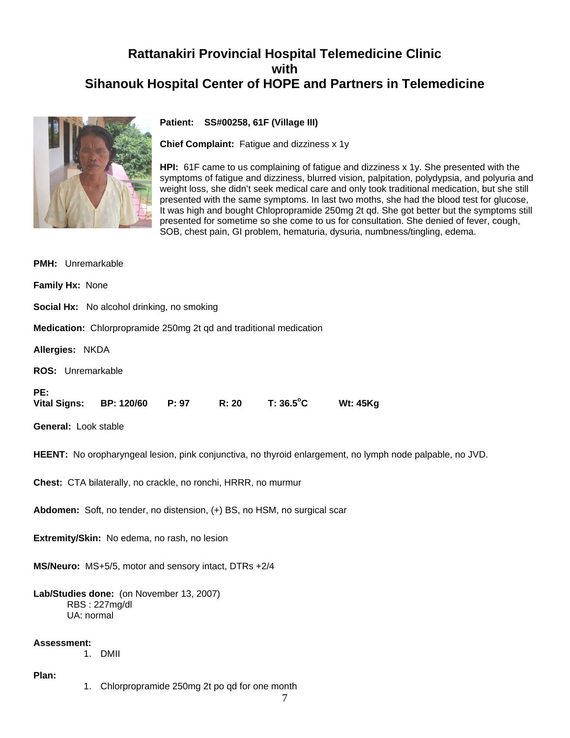# Rattanakiri Provincial Hospital Telemedicine Clinic
# with
# Sihanouk Hospital Center of HOPE and Partners in Telemedicine

**Patient:** SS#00258, 61F (Village III)

**Chief Complaint:** Fatigue and dizziness x 1y

**HPI:** 61F came to us complaining of fatigue and dizziness x 1y. She presented with the symptoms of fatigue and dizziness, blurred vision, palpitation, polydypsia, and polyuria and weight loss, she didn't seek medical care and only took traditional medication, but she still presented with the same symptoms. In last two moths, she had the blood test for glucose, It was high and bought Chlopropramide 250mg 2t qd. She got better but the symptoms still presented for sometime so she come to us for consultation. She denied of fever, cough, SOB, chest pain, GI problem, hematuria, dysuria, numbness/tingling, edema.

**PMH:** Unremarkable

**Family Hx:** None

**Social Hx:** No alcohol drinking, no smoking

**Medication:** Chlorpropramide 250mg 2t qd and traditional medication

**Allergies:** NKDA

**ROS:** Unremarkable

**PE:**
**Vital Signs:** **BP: 120/60** **P: 97** **R: 20** **T: 36.5°C** **Wt: 45Kg**

**General:** Look stable

**HEENT:** No oropharyngeal lesion, pink conjunctiva, no thyroid enlargement, no lymph node palpable, no JVD.

**Chest:** CTA bilaterally, no crackle, no ronchi, HRRR, no murmur

**Abdomen:** Soft, no tender, no distension, (+) BS, no HSM, no surgical scar

**Extremity/Skin:** No edema, no rash, no lesion

**MS/Neuro:** MS+5/5, motor and sensory intact, DTRs +2/4

**Lab/Studies done:** (on November 13, 2007)
RBS : 227mg/dl
UA: normal

**Assessment:**

1. DMII

**Plan:**

1. Chlorpropramide 250mg 2t po qd for one month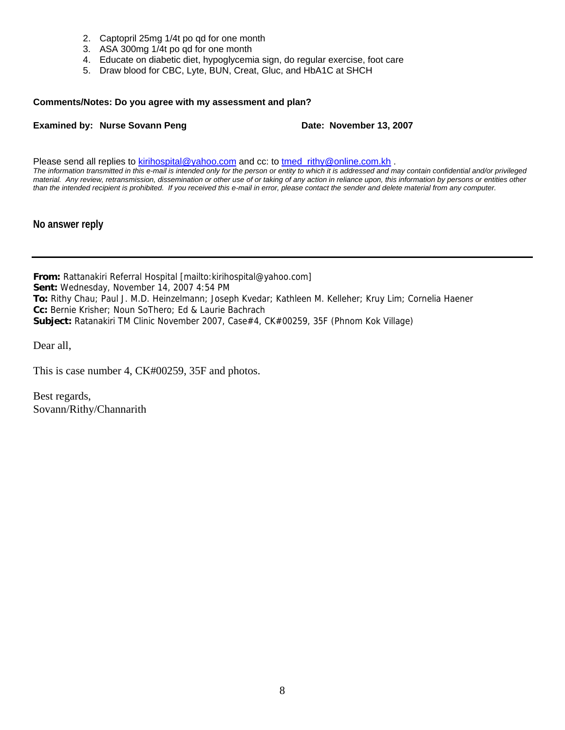2. Captopril 25mg 1/4t po qd for one month
3. ASA 300mg 1/4t po qd for one month
4. Educate on diabetic diet, hypoglycemia sign, do regular exercise, foot care
5. Draw blood for CBC, Lyte, BUN, Creat, Gluc, and HbA1C at SHCH

**Comments/Notes: Do you agree with my assessment and plan?**

**Examined by: Nurse Sovann Peng** **Date: November 13, 2007**

Please send all replies to kirihospital@yahoo.com and cc: to tmed_rithy@online.com.kh .

*The information transmitted in this e-mail is intended only for the person or entity to which it is addressed and may contain confidential and/or privileged material. Any review, retransmission, dissemination or other use of or taking of any action in reliance upon, this information by persons or entities other than the intended recipient is prohibited. If you received this e-mail in error, please contact the sender and delete material from any computer.*

**No answer reply**

---

**From:** Rattanakiri Referral Hospital [mailto:kirihospital@yahoo.com]
**Sent:** Wednesday, November 14, 2007 4:54 PM
**To:** Rithy Chau; Paul J. M.D. Heinzelmann; Joseph Kvedar; Kathleen M. Kelleher; Kruy Lim; Cornelia Haener
**Cc:** Bernie Krisher; Noun SoThero; Ed & Laurie Bachrach
**Subject:** Ratanakiri TM Clinic November 2007, Case#4, CK#00259, 35F (Phnom Kok Village)

Dear all,

This is case number 4, CK#00259, 35F and photos.

Best regards,
Sovann/Rithy/Channarith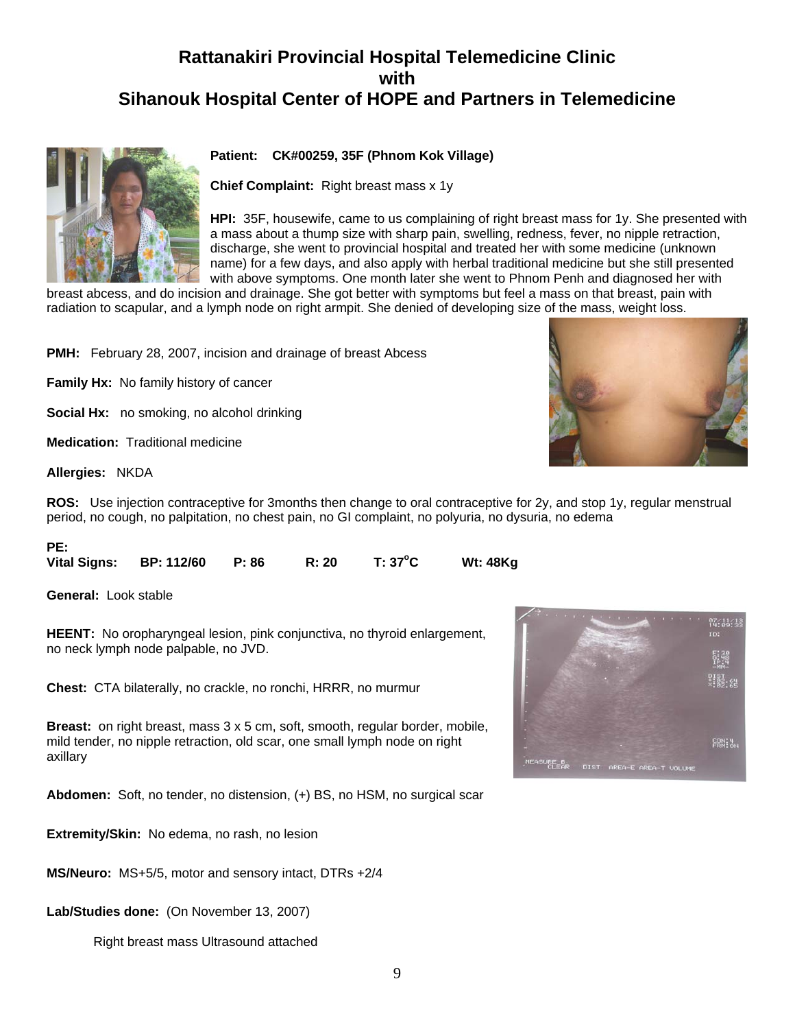# Rattanakiri Provincial Hospital Telemedicine Clinic
# with
# Sihanouk Hospital Center of HOPE and Partners in Telemedicine

**Patient:** **CK#00259, 35F (Phnom Kok Village)**

**Chief Complaint:** Right breast mass x 1y

**HPI:** 35F, housewife, came to us complaining of right breast mass for 1y. She presented with a mass about a thump size with sharp pain, swelling, redness, fever, no nipple retraction, discharge, she went to provincial hospital and treated her with some medicine (unknown name) for a few days, and also apply with herbal traditional medicine but she still presented with above symptoms. One month later she went to Phnom Penh and diagnosed her with breast abcess, and do incision and drainage. She got better with symptoms but feel a mass on that breast, pain with radiation to scapular, and a lymph node on right armpit. She denied of developing size of the mass, weight loss.

**PMH:** February 28, 2007, incision and drainage of breast Abcess

**Family Hx:** No family history of cancer

**Social Hx:** no smoking, no alcohol drinking

**Medication:** Traditional medicine

**Allergies:** NKDA

**ROS:** Use injection contraceptive for 3months then change to oral contraceptive for 2y, and stop 1y, regular menstrual period, no cough, no palpitation, no chest pain, no GI complaint, no polyuria, no dysuria, no edema

**PE:**
**Vital Signs:** **BP: 112/60** **P: 86** **R: 20** **T: 37°C** **Wt: 48Kg**

**General:** Look stable

**HEENT:** No oropharyngeal lesion, pink conjunctiva, no thyroid enlargement, no neck lymph node palpable, no JVD.

**Chest:** CTA bilaterally, no crackle, no ronchi, HRRR, no murmur

**Breast:** on right breast, mass 3 x 5 cm, soft, smooth, regular border, mobile, mild tender, no nipple retraction, old scar, one small lymph node on right axillary

**Abdomen:** Soft, no tender, no distension, (+) BS, no HSM, no surgical scar

**Extremity/Skin:** No edema, no rash, no lesion

**MS/Neuro:** MS+5/5, motor and sensory intact, DTRs +2/4

**Lab/Studies done:** (On November 13, 2007)

Right breast mass Ultrasound attached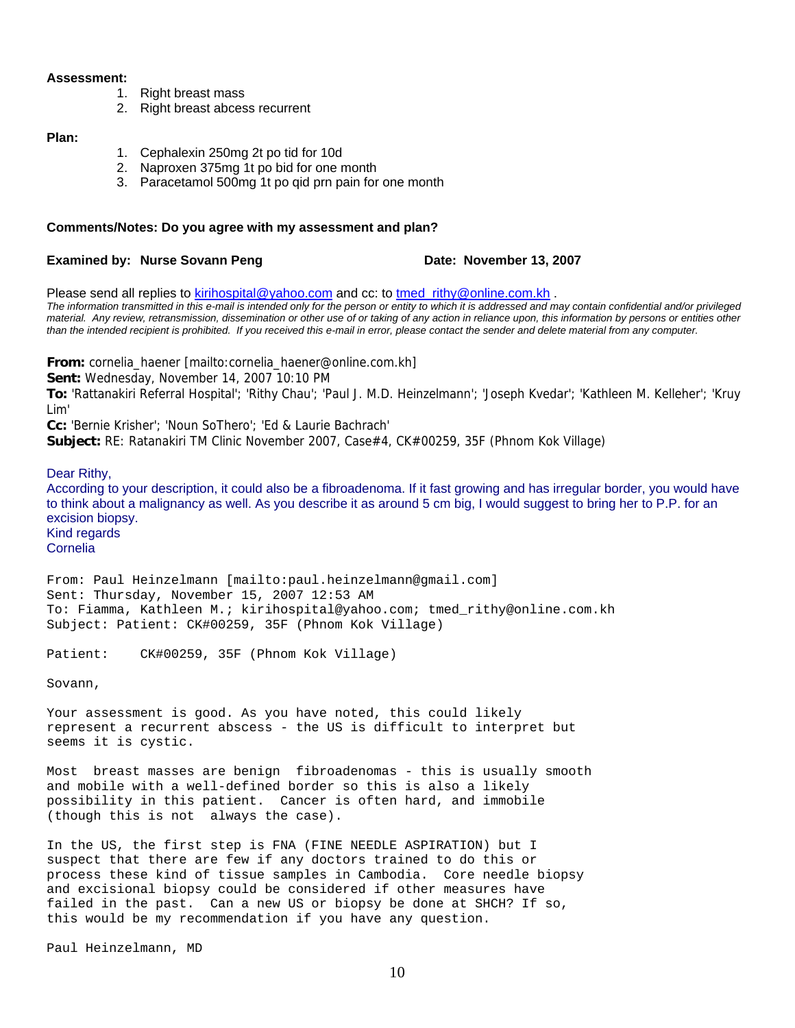**Assessment:**

1. Right breast mass
2. Right breast abcess recurrent

**Plan:**

1. Cephalexin 250mg 2t po tid for 10d
2. Naproxen 375mg 1t po bid for one month
3. Paracetamol 500mg 1t po qid prn pain for one month

**Comments/Notes: Do you agree with my assessment and plan?**

**Examined by: Nurse Sovann Peng** **Date: November 13, 2007**

Please send all replies to kirihospital@yahoo.com and cc: to tmed_rithy@online.com.kh .

*The information transmitted in this e-mail is intended only for the person or entity to which it is addressed and may contain confidential and/or privileged material. Any review, retransmission, dissemination or other use of or taking of any action in reliance upon, this information by persons or entities other than the intended recipient is prohibited. If you received this e-mail in error, please contact the sender and delete material from any computer.*

**From:** cornelia_haener [mailto:cornelia_haener@online.com.kh]
**Sent:** Wednesday, November 14, 2007 10:10 PM
**To:** 'Rattanakiri Referral Hospital'; 'Rithy Chau'; 'Paul J. M.D. Heinzelmann'; 'Joseph Kvedar'; 'Kathleen M. Kelleher'; 'Kruy Lim'
**Cc:** 'Bernie Krisher'; 'Noun SoThero'; 'Ed & Laurie Bachrach'
**Subject:** RE: Ratanakiri TM Clinic November 2007, Case#4, CK#00259, 35F (Phnom Kok Village)

Dear Rithy,
According to your description, it could also be a fibroadenoma. If it fast growing and has irregular border, you would have to think about a malignancy as well. As you describe it as around 5 cm big, I would suggest to bring her to P.P. for an excision biopsy.
Kind regards
Cornelia

From: Paul Heinzelmann [mailto:paul.heinzelmann@gmail.com]
Sent: Thursday, November 15, 2007 12:53 AM
To: Fiamma, Kathleen M.; kirihospital@yahoo.com; tmed_rithy@online.com.kh
Subject: Patient: CK#00259, 35F (Phnom Kok Village)

Patient: CK#00259, 35F (Phnom Kok Village)

Sovann,

Your assessment is good. As you have noted, this could likely represent a recurrent abscess - the US is difficult to interpret but seems it is cystic.

Most breast masses are benign fibroadenomas - this is usually smooth and mobile with a well-defined border so this is also a likely possibility in this patient. Cancer is often hard, and immobile (though this is not always the case).

In the US, the first step is FNA (FINE NEEDLE ASPIRATION) but I suspect that there are few if any doctors trained to do this or process these kind of tissue samples in Cambodia. Core needle biopsy and excisional biopsy could be considered if other measures have failed in the past. Can a new US or biopsy be done at SHCH? If so, this would be my recommendation if you have any question.

Paul Heinzelmann, MD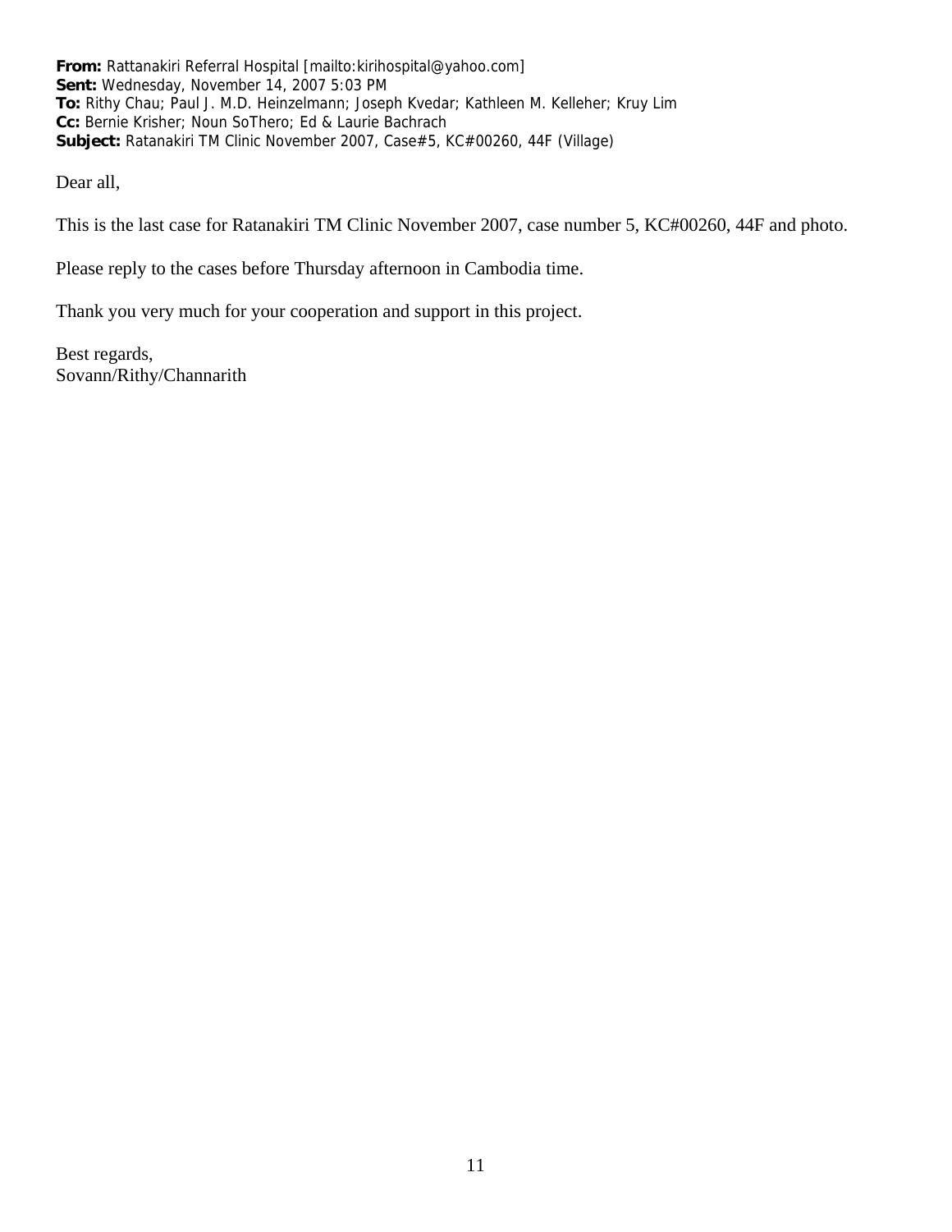**From:** Rattanakiri Referral Hospital [mailto:kirihospital@yahoo.com]
**Sent:** Wednesday, November 14, 2007 5:03 PM
**To:** Rithy Chau; Paul J. M.D. Heinzelmann; Joseph Kvedar; Kathleen M. Kelleher; Kruy Lim
**Cc:** Bernie Krisher; Noun SoThero; Ed & Laurie Bachrach
**Subject:** Ratanakiri TM Clinic November 2007, Case#5, KC#00260, 44F (Village)

Dear all,

This is the last case for Ratanakiri TM Clinic November 2007, case number 5, KC#00260, 44F and photo.

Please reply to the cases before Thursday afternoon in Cambodia time.

Thank you very much for your cooperation and support in this project.

Best regards,
Sovann/Rithy/Channarith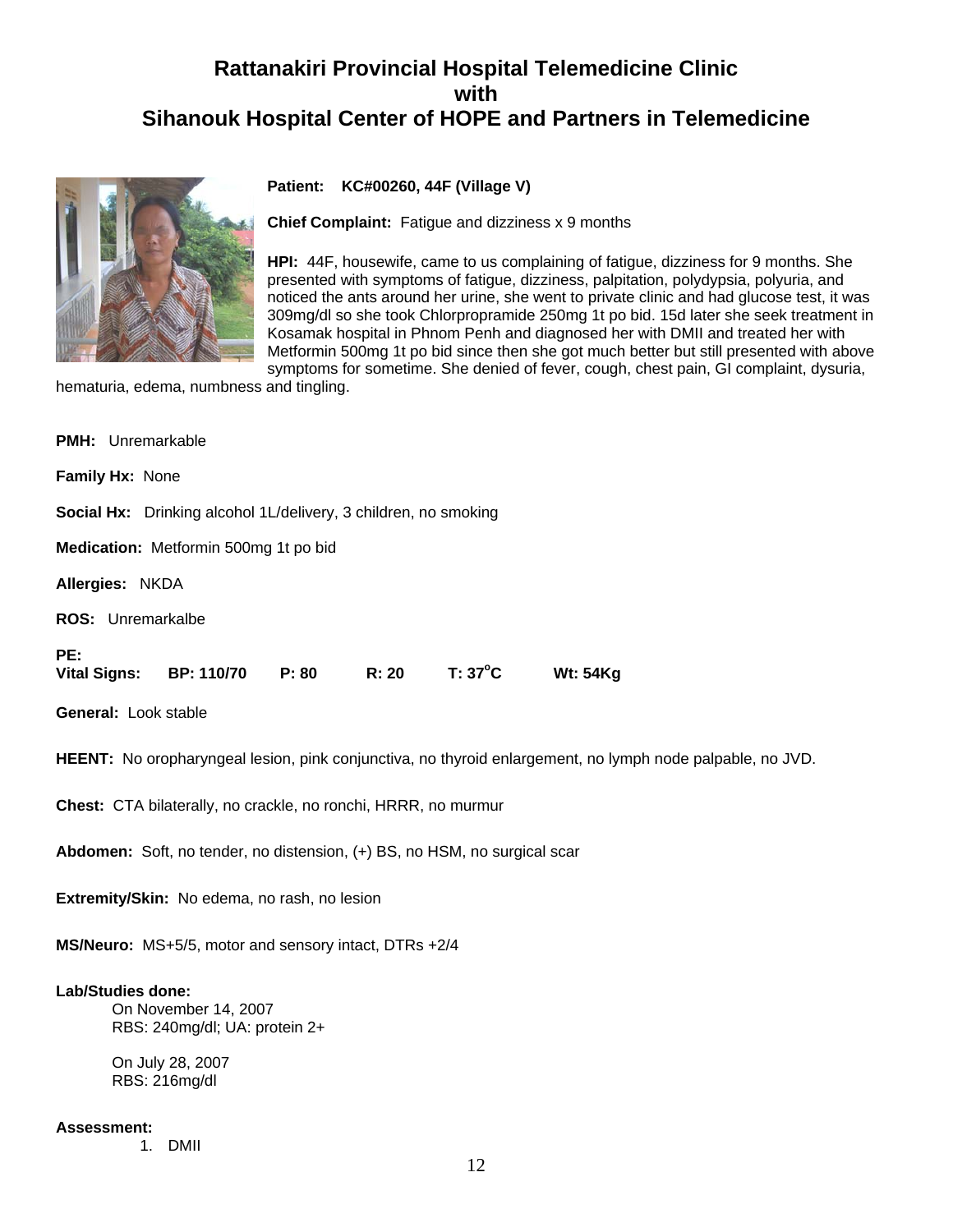# Rattanakiri Provincial Hospital Telemedicine Clinic
# with
# Sihanouk Hospital Center of HOPE and Partners in Telemedicine

**Patient:** KC#00260, 44F (Village V)

**Chief Complaint:** Fatigue and dizziness x 9 months

**HPI:** 44F, housewife, came to us complaining of fatigue, dizziness for 9 months. She presented with symptoms of fatigue, dizziness, palpitation, polydypsia, polyuria, and noticed the ants around her urine, she went to private clinic and had glucose test, it was 309mg/dl so she took Chlorpropramide 250mg 1t po bid. 15d later she seek treatment in Kosamak hospital in Phnom Penh and diagnosed her with DMII and treated her with Metformin 500mg 1t po bid since then she got much better but still presented with above symptoms for sometime. She denied of fever, cough, chest pain, GI complaint, dysuria, hematuria, edema, numbness and tingling.

**PMH:** Unremarkable

**Family Hx:** None

**Social Hx:** Drinking alcohol 1L/delivery, 3 children, no smoking

**Medication:** Metformin 500mg 1t po bid

**Allergies:** NKDA

**ROS:** Unremarkalbe

**PE:**
**Vital Signs:** **BP: 110/70** **P: 80** **R: 20** **T: 37°C** **Wt: 54Kg**

**General:** Look stable

**HEENT:** No oropharyngeal lesion, pink conjunctiva, no thyroid enlargement, no lymph node palpable, no JVD.

**Chest:** CTA bilaterally, no crackle, no ronchi, HRRR, no murmur

**Abdomen:** Soft, no tender, no distension, (+) BS, no HSM, no surgical scar

**Extremity/Skin:** No edema, no rash, no lesion

**MS/Neuro:** MS+5/5, motor and sensory intact, DTRs +2/4

**Lab/Studies done:**

On November 14, 2007
RBS: 240mg/dl; UA: protein 2+

On July 28, 2007
RBS: 216mg/dl

**Assessment:**

1. DMII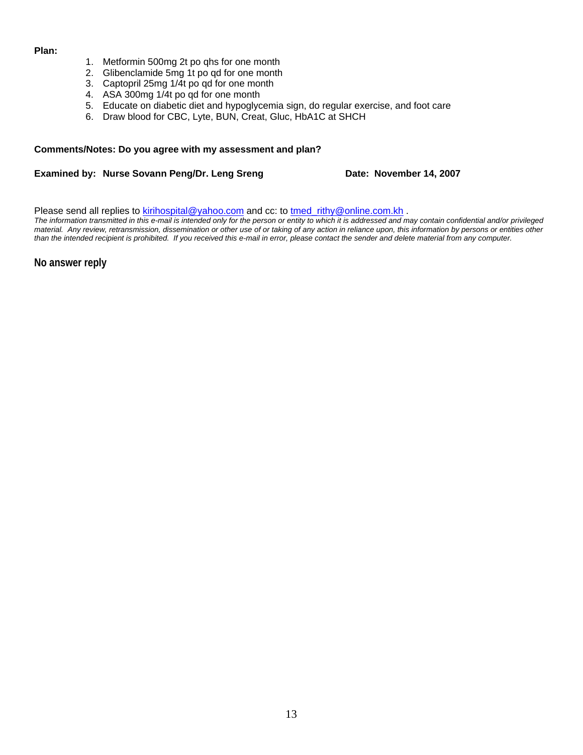**Plan:**

1. Metformin 500mg 2t po qhs for one month
2. Glibenclamide 5mg 1t po qd for one month
3. Captopril 25mg 1/4t po qd for one month
4. ASA 300mg 1/4t po qd for one month
5. Educate on diabetic diet and hypoglycemia sign, do regular exercise, and foot care
6. Draw blood for CBC, Lyte, BUN, Creat, Gluc, HbA1C at SHCH

**Comments/Notes: Do you agree with my assessment and plan?**

**Examined by: Nurse Sovann Peng/Dr. Leng Sreng** **Date: November 14, 2007**

Please send all replies to kirihospital@yahoo.com and cc: to tmed_rithy@online.com.kh .

*The information transmitted in this e-mail is intended only for the person or entity to which it is addressed and may contain confidential and/or privileged material. Any review, retransmission, dissemination or other use of or taking of any action in reliance upon, this information by persons or entities other than the intended recipient is prohibited. If you received this e-mail in error, please contact the sender and delete material from any computer.*

**No answer reply**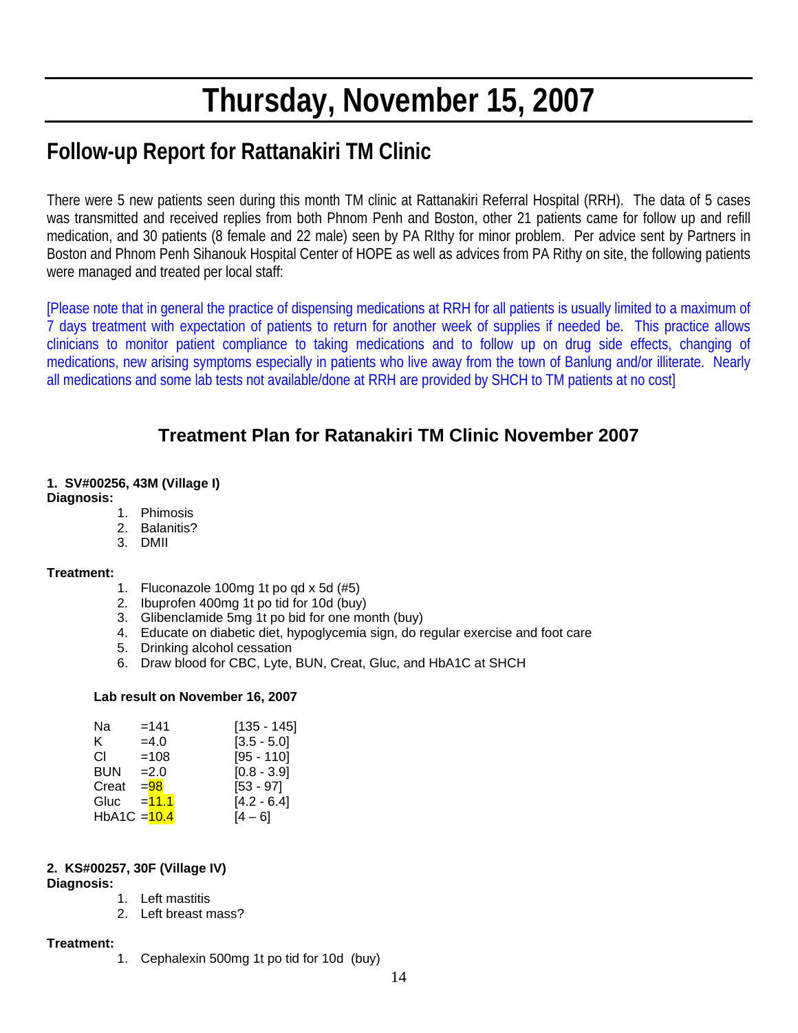# Thursday, November 15, 2007

## Follow-up Report for Rattanakiri TM Clinic

There were 5 new patients seen during this month TM clinic at Rattanakiri Referral Hospital (RRH). The data of 5 cases was transmitted and received replies from both Phnom Penh and Boston, other 21 patients came for follow up and refill medication, and 30 patients (8 female and 22 male) seen by PA RIthy for minor problem. Per advice sent by Partners in Boston and Phnom Penh Sihanouk Hospital Center of HOPE as well as advices from PA Rithy on site, the following patients were managed and treated per local staff:

[Please note that in general the practice of dispensing medications at RRH for all patients is usually limited to a maximum of 7 days treatment with expectation of patients to return for another week of supplies if needed be. This practice allows clinicians to monitor patient compliance to taking medications and to follow up on drug side effects, changing of medications, new arising symptoms especially in patients who live away from the town of Banlung and/or illiterate. Nearly all medications and some lab tests not available/done at RRH are provided by SHCH to TM patients at no cost]

### Treatment Plan for Ratanakiri TM Clinic November 2007

**1. SV#00256, 43M (Village I)**

**Diagnosis:**

1. Phimosis
2. Balanitis?
3. DMII

**Treatment:**

1. Fluconazole 100mg 1t po qd x 5d (#5)
2. Ibuprofen 400mg 1t po tid for 10d (buy)
3. Glibenclamide 5mg 1t po bid for one month (buy)
4. Educate on diabetic diet, hypoglycemia sign, do regular exercise and foot care
5. Drinking alcohol cessation
6. Draw blood for CBC, Lyte, BUN, Creat, Gluc, and HbA1C at SHCH

**Lab result on November 16, 2007**

| | | |
|---|---|---|
| Na | =141 | [135 - 145] |
| K | =4.0 | [3.5 - 5.0] |
| Cl | =108 | [95 - 110] |
| BUN | =2.0 | [0.8 - 3.9] |
| Creat | =98 | [53 - 97] |
| Gluc | =11.1 | [4.2 - 6.4] |
| HbA1C | =10.4 | [4 – 6] |

**2. KS#00257, 30F (Village IV)**

**Diagnosis:**

1. Left mastitis
2. Left breast mass?

**Treatment:**

1. Cephalexin 500mg 1t po tid for 10d (buy)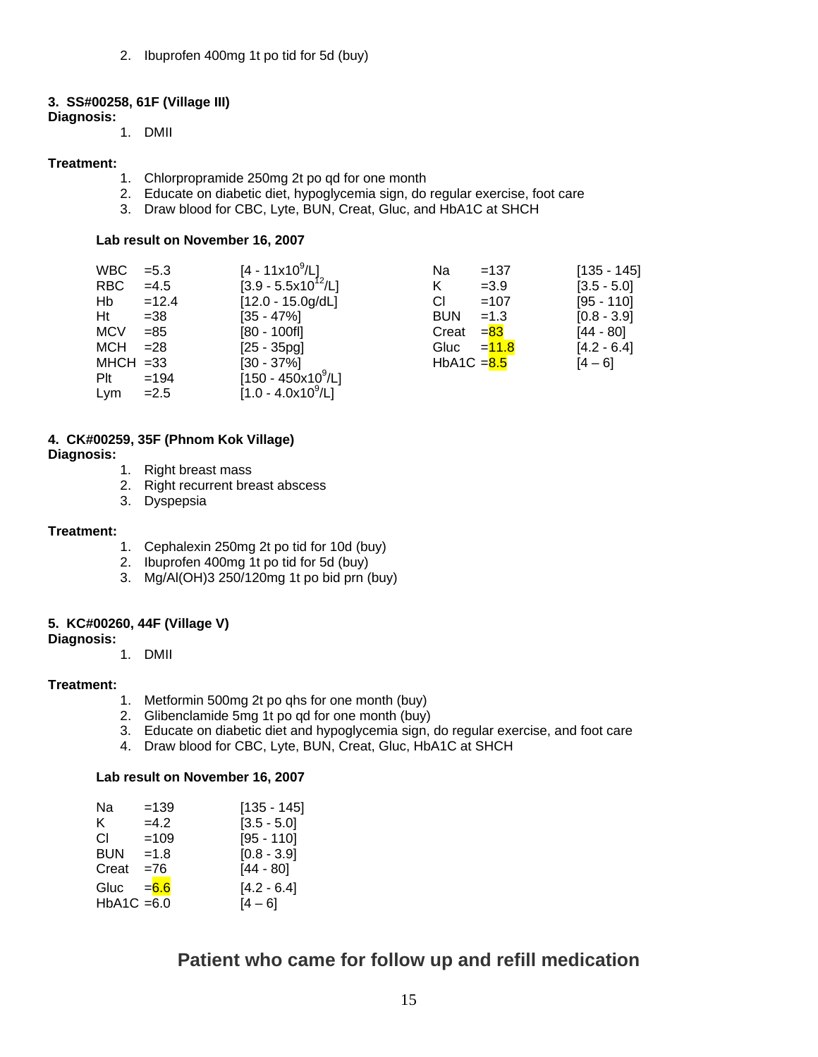2. Ibuprofen 400mg 1t po tid for 5d (buy)

**3. SS#00258, 61F (Village III)**

**Diagnosis:**

1. DMII

**Treatment:**

1. Chlorpropramide 250mg 2t po qd for one month
2. Educate on diabetic diet, hypoglycemia sign, do regular exercise, foot care
3. Draw blood for CBC, Lyte, BUN, Creat, Gluc, and HbA1C at SHCH

**Lab result on November 16, 2007**

| | | | | | |
|---|---|---|---|---|---|
| WBC | =5.3 | [4 - 11x10$^9$/L] | Na | =137 | [135 - 145] |
| RBC | =4.5 | [3.9 - 5.5x10$^{12}$/L] | K | =3.9 | [3.5 - 5.0] |
| Hb | =12.4 | [12.0 - 15.0g/dL] | Cl | =107 | [95 - 110] |
| Ht | =38 | [35 - 47%] | BUN | =1.3 | [0.8 - 3.9] |
| MCV | =85 | [80 - 100fl] | Creat | =83 | [44 - 80] |
| MCH | =28 | [25 - 35pg] | Gluc | =11.8 | [4.2 - 6.4] |
| MHCH | =33 | [30 - 37%] | HbA1C | =8.5 | [4 – 6] |
| Plt | =194 | [150 - 450x10$^9$/L] | | | |
| Lym | =2.5 | [1.0 - 4.0x10$^9$/L] | | | |

**4. CK#00259, 35F (Phnom Kok Village)**

**Diagnosis:**

1. Right breast mass
2. Right recurrent breast abscess
3. Dyspepsia

**Treatment:**

1. Cephalexin 250mg 2t po tid for 10d (buy)
2. Ibuprofen 400mg 1t po tid for 5d (buy)
3. Mg/Al(OH)3 250/120mg 1t po bid prn (buy)

**5. KC#00260, 44F (Village V)**

**Diagnosis:**

1. DMII

**Treatment:**

1. Metformin 500mg 2t po qhs for one month (buy)
2. Glibenclamide 5mg 1t po qd for one month (buy)
3. Educate on diabetic diet and hypoglycemia sign, do regular exercise, and foot care
4. Draw blood for CBC, Lyte, BUN, Creat, Gluc, HbA1C at SHCH

**Lab result on November 16, 2007**

| | | |
|---|---|---|
| Na | =139 | [135 - 145] |
| K | =4.2 | [3.5 - 5.0] |
| Cl | =109 | [95 - 110] |
| BUN | =1.8 | [0.8 - 3.9] |
| Creat | =76 | [44 - 80] |
| Gluc | =6.6 | [4.2 - 6.4] |
| HbA1C | =6.0 | [4 – 6] |

## Patient who came for follow up and refill medication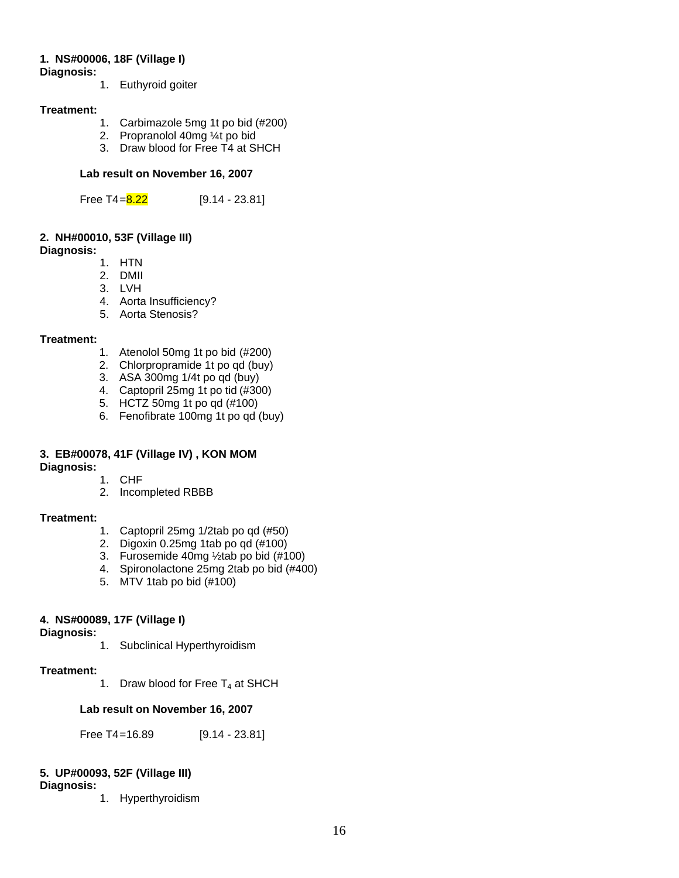**1. NS#00006, 18F (Village I)**

**Diagnosis:**

1. Euthyroid goiter

**Treatment:**

1. Carbimazole 5mg 1t po bid (#200)
2. Propranolol 40mg ¼t po bid
3. Draw blood for Free T4 at SHCH

**Lab result on November 16, 2007**

Free T4=8.22 [9.14 - 23.81]

**2. NH#00010, 53F (Village III)**

**Diagnosis:**

1. HTN
2. DMII
3. LVH
4. Aorta Insufficiency?
5. Aorta Stenosis?

**Treatment:**

1. Atenolol 50mg 1t po bid (#200)
2. Chlorpropramide 1t po qd (buy)
3. ASA 300mg 1/4t po qd (buy)
4. Captopril 25mg 1t po tid (#300)
5. HCTZ 50mg 1t po qd (#100)
6. Fenofibrate 100mg 1t po qd (buy)

**3. EB#00078, 41F (Village IV) , KON MOM**

**Diagnosis:**

1. CHF
2. Incompleted RBBB

**Treatment:**

1. Captopril 25mg 1/2tab po qd (#50)
2. Digoxin 0.25mg 1tab po qd (#100)
3. Furosemide 40mg ½tab po bid (#100)
4. Spironolactone 25mg 2tab po bid (#400)
5. MTV 1tab po bid (#100)

**4. NS#00089, 17F (Village I)**

**Diagnosis:**

1. Subclinical Hyperthyroidism

**Treatment:**

1. Draw blood for Free $T_4$ at SHCH

**Lab result on November 16, 2007**

Free T4=16.89 [9.14 - 23.81]

**5. UP#00093, 52F (Village III)**

**Diagnosis:**

1. Hyperthyroidism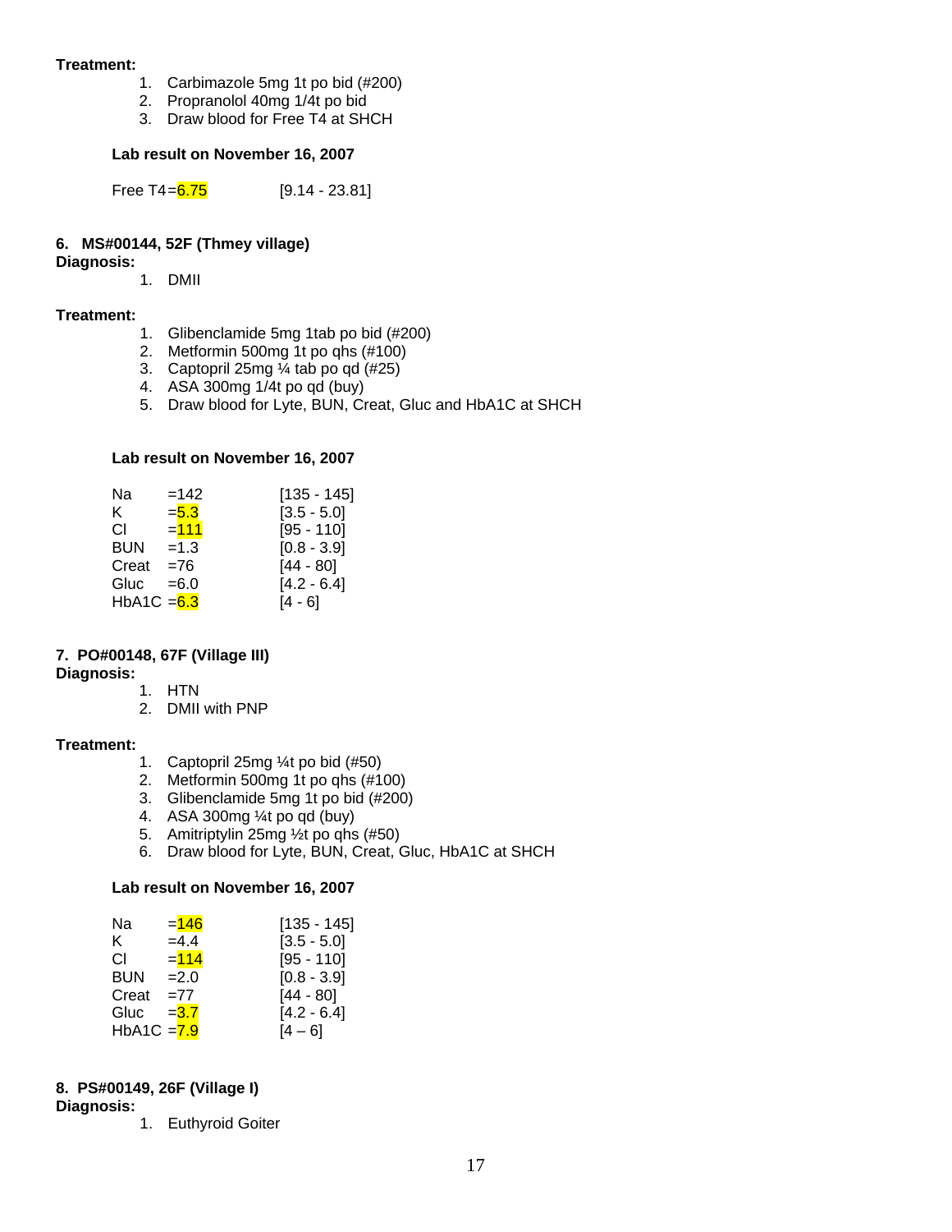**Treatment:**

1. Carbimazole 5mg 1t po bid (#200)
2. Propranolol 40mg 1/4t po bid
3. Draw blood for Free T4 at SHCH

**Lab result on November 16, 2007**

| | | |
|---|---|---|
| Free T4 | =6.75 | [9.14 - 23.81] |

**6. MS#00144, 52F (Thmey village)**

**Diagnosis:**

1. DMII

**Treatment:**

1. Glibenclamide 5mg 1tab po bid (#200)
2. Metformin 500mg 1t po qhs (#100)
3. Captopril 25mg ¼ tab po qd (#25)
4. ASA 300mg 1/4t po qd (buy)
5. Draw blood for Lyte, BUN, Creat, Gluc and HbA1C at SHCH

**Lab result on November 16, 2007**

| | | |
|---|---|---|
| Na | =142 | [135 - 145] |
| K | =5.3 | [3.5 - 5.0] |
| Cl | =111 | [95 - 110] |
| BUN | =1.3 | [0.8 - 3.9] |
| Creat | =76 | [44 - 80] |
| Gluc | =6.0 | [4.2 - 6.4] |
| HbA1C | =6.3 | [4 - 6] |

**7. PO#00148, 67F (Village III)**

**Diagnosis:**

1. HTN
2. DMII with PNP

**Treatment:**

1. Captopril 25mg ¼t po bid (#50)
2. Metformin 500mg 1t po qhs (#100)
3. Glibenclamide 5mg 1t po bid (#200)
4. ASA 300mg ¼t po qd (buy)
5. Amitriptylin 25mg ½t po qhs (#50)
6. Draw blood for Lyte, BUN, Creat, Gluc, HbA1C at SHCH

**Lab result on November 16, 2007**

| | | |
|---|---|---|
| Na | =146 | [135 - 145] |
| K | =4.4 | [3.5 - 5.0] |
| Cl | =114 | [95 - 110] |
| BUN | =2.0 | [0.8 - 3.9] |
| Creat | =77 | [44 - 80] |
| Gluc | =3.7 | [4.2 - 6.4] |
| HbA1C | =7.9 | [4 – 6] |

**8. PS#00149, 26F (Village I)**

**Diagnosis:**

1. Euthyroid Goiter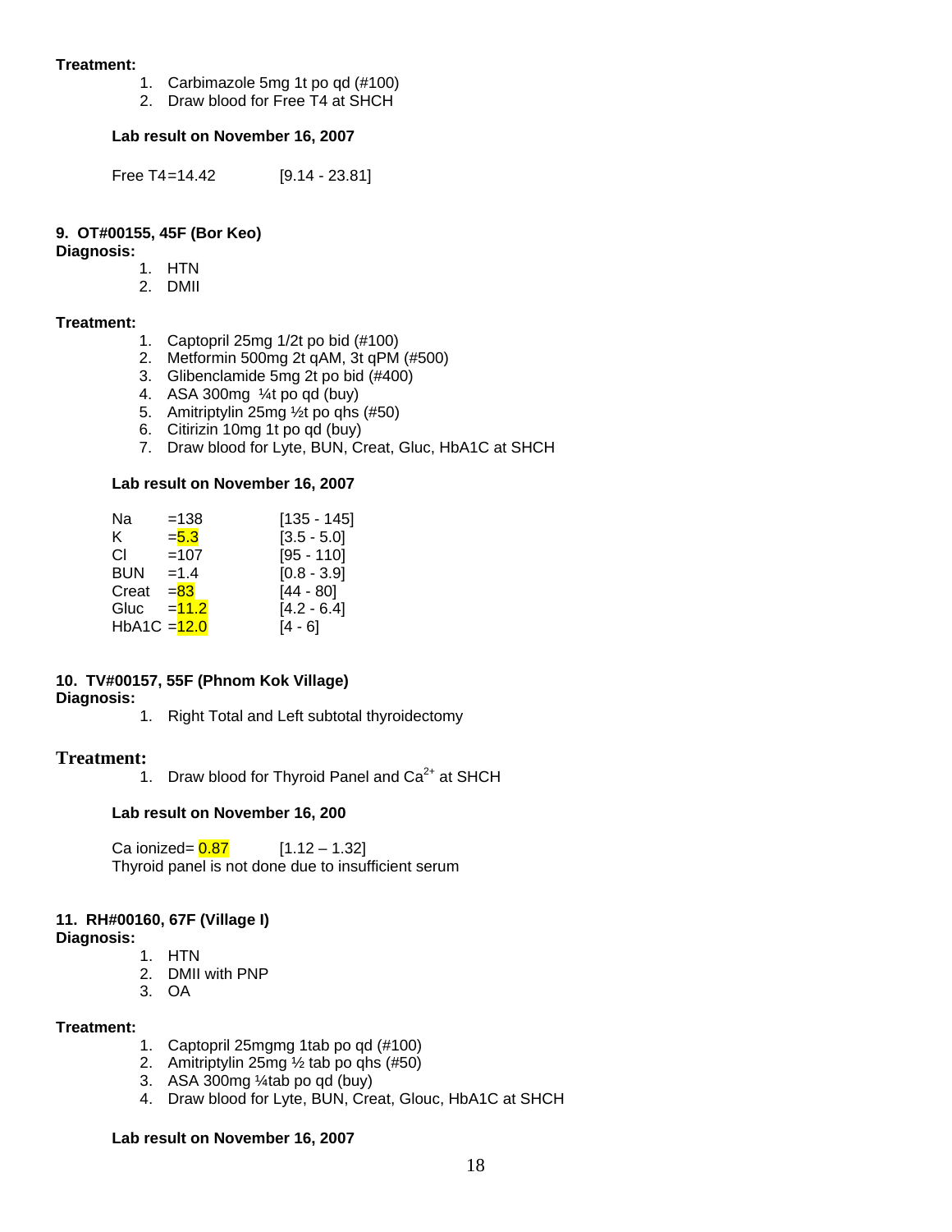**Treatment:**

1. Carbimazole 5mg 1t po qd (#100)
2. Draw blood for Free T4 at SHCH

**Lab result on November 16, 2007**

Free T4=14.42 [9.14 - 23.81]

**9. OT#00155, 45F (Bor Keo)**

**Diagnosis:**

1. HTN
2. DMII

**Treatment:**

1. Captopril 25mg 1/2t po bid (#100)
2. Metformin 500mg 2t qAM, 3t qPM (#500)
3. Glibenclamide 5mg 2t po bid (#400)
4. ASA 300mg ¼t po qd (buy)
5. Amitriptylin 25mg ½t po qhs (#50)
6. Citirizin 10mg 1t po qd (buy)
7. Draw blood for Lyte, BUN, Creat, Gluc, HbA1C at SHCH

**Lab result on November 16, 2007**

| | | |
|---|---|---|
| Na | =138 | [135 - 145] |
| K | =5.3 | [3.5 - 5.0] |
| Cl | =107 | [95 - 110] |
| BUN | =1.4 | [0.8 - 3.9] |
| Creat | =83 | [44 - 80] |
| Gluc | =11.2 | [4.2 - 6.4] |
| HbA1C | =12.0 | [4 - 6] |

**10. TV#00157, 55F (Phnom Kok Village)**

**Diagnosis:**

1. Right Total and Left subtotal thyroidectomy

**Treatment:**

1. Draw blood for Thyroid Panel and $Ca^{2+}$ at SHCH

**Lab result on November 16, 200**

Ca ionized= 0.87 [1.12 – 1.32]

Thyroid panel is not done due to insufficient serum

**11. RH#00160, 67F (Village I)**

**Diagnosis:**

1. HTN
2. DMII with PNP
3. OA

**Treatment:**

1. Captopril 25mgmg 1tab po qd (#100)
2. Amitriptylin 25mg ½ tab po qhs (#50)
3. ASA 300mg ¼tab po qd (buy)
4. Draw blood for Lyte, BUN, Creat, Glouc, HbA1C at SHCH

**Lab result on November 16, 2007**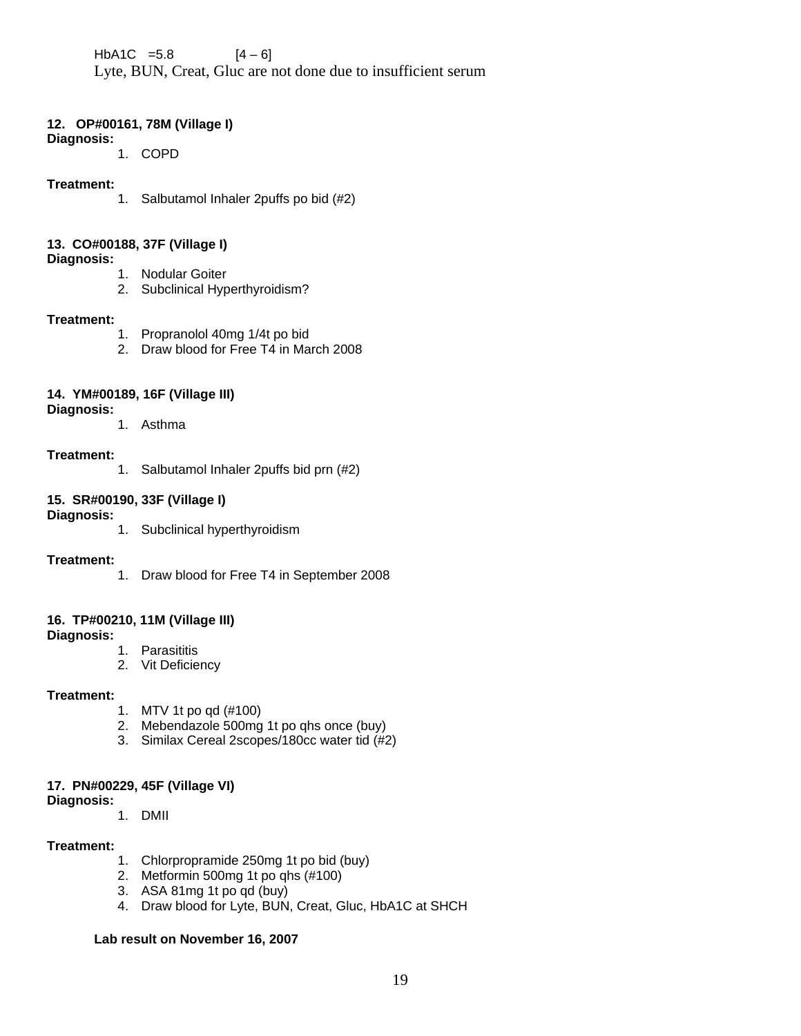HbA1C =5.8 [4 – 6]

Lyte, BUN, Creat, Gluc are not done due to insufficient serum

**12. OP#00161, 78M (Village I)**

**Diagnosis:**

1. COPD

**Treatment:**

1. Salbutamol Inhaler 2puffs po bid (#2)

**13. CO#00188, 37F (Village I)**

**Diagnosis:**

1. Nodular Goiter
2. Subclinical Hyperthyroidism?

**Treatment:**

1. Propranolol 40mg 1/4t po bid
2. Draw blood for Free T4 in March 2008

**14. YM#00189, 16F (Village III)**

**Diagnosis:**

1. Asthma

**Treatment:**

1. Salbutamol Inhaler 2puffs bid prn (#2)

**15. SR#00190, 33F (Village I)**

**Diagnosis:**

1. Subclinical hyperthyroidism

**Treatment:**

1. Draw blood for Free T4 in September 2008

**16. TP#00210, 11M (Village III)**

**Diagnosis:**

1. Parasititis
2. Vit Deficiency

**Treatment:**

1. MTV 1t po qd (#100)
2. Mebendazole 500mg 1t po qhs once (buy)
3. Similax Cereal 2scopes/180cc water tid (#2)

**17. PN#00229, 45F (Village VI)**

**Diagnosis:**

1. DMII

**Treatment:**

1. Chlorpropramide 250mg 1t po bid (buy)
2. Metformin 500mg 1t po qhs (#100)
3. ASA 81mg 1t po qd (buy)
4. Draw blood for Lyte, BUN, Creat, Gluc, HbA1C at SHCH

**Lab result on November 16, 2007**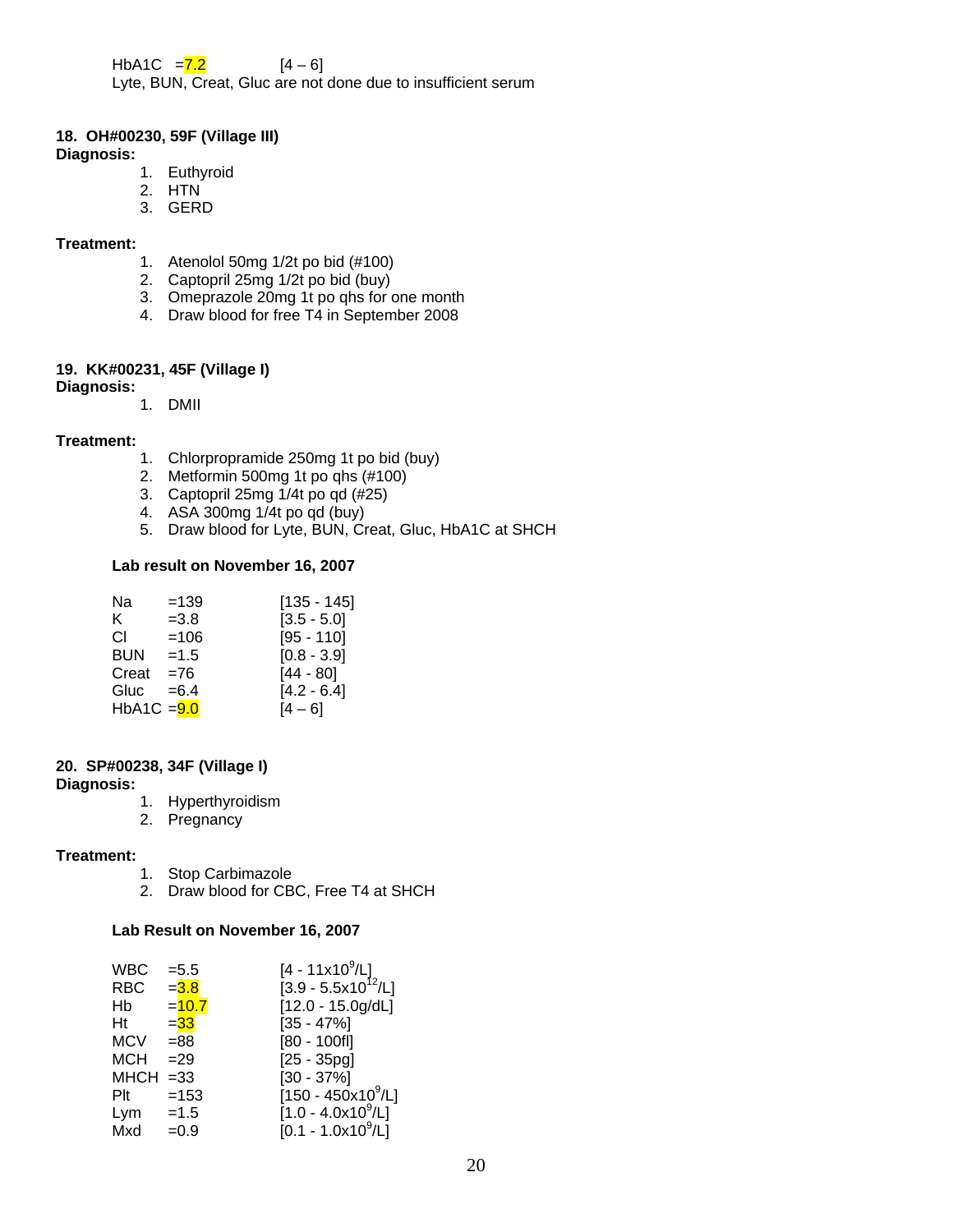HbA1C =7.2 [4 – 6]
Lyte, BUN, Creat, Gluc are not done due to insufficient serum

**18. OH#00230, 59F (Village III)**
**Diagnosis:**

1. Euthyroid
2. HTN
3. GERD

**Treatment:**

1. Atenolol 50mg 1/2t po bid (#100)
2. Captopril 25mg 1/2t po bid (buy)
3. Omeprazole 20mg 1t po qhs for one month
4. Draw blood for free T4 in September 2008

**19. KK#00231, 45F (Village I)**
**Diagnosis:**

1. DMII

**Treatment:**

1. Chlorpropramide 250mg 1t po bid (buy)
2. Metformin 500mg 1t po qhs (#100)
3. Captopril 25mg 1/4t po qd (#25)
4. ASA 300mg 1/4t po qd (buy)
5. Draw blood for Lyte, BUN, Creat, Gluc, HbA1C at SHCH

**Lab result on November 16, 2007**

| | | |
|---|---|---|
| Na | =139 | [135 - 145] |
| K | =3.8 | [3.5 - 5.0] |
| Cl | =106 | [95 - 110] |
| BUN | =1.5 | [0.8 - 3.9] |
| Creat | =76 | [44 - 80] |
| Gluc | =6.4 | [4.2 - 6.4] |
| HbA1C | =9.0 | [4 – 6] |

**20. SP#00238, 34F (Village I)**
**Diagnosis:**

1. Hyperthyroidism
2. Pregnancy

**Treatment:**

1. Stop Carbimazole
2. Draw blood for CBC, Free T4 at SHCH

**Lab Result on November 16, 2007**

| | | |
|---|---|---|
| WBC | =5.5 | [4 - $11x10^9$/L] |
| RBC | =3.8 | [3.9 - $5.5x10^{12}$/L] |
| Hb | =10.7 | [12.0 - 15.0g/dL] |
| Ht | =33 | [35 - 47%] |
| MCV | =88 | [80 - 100fl] |
| MCH | =29 | [25 - 35pg] |
| MHCH | =33 | [30 - 37%] |
| Plt | =153 | [150 - $450x10^9$/L] |
| Lym | =1.5 | [1.0 - $4.0x10^9$/L] |
| Mxd | =0.9 | [0.1 - $1.0x10^9$/L] |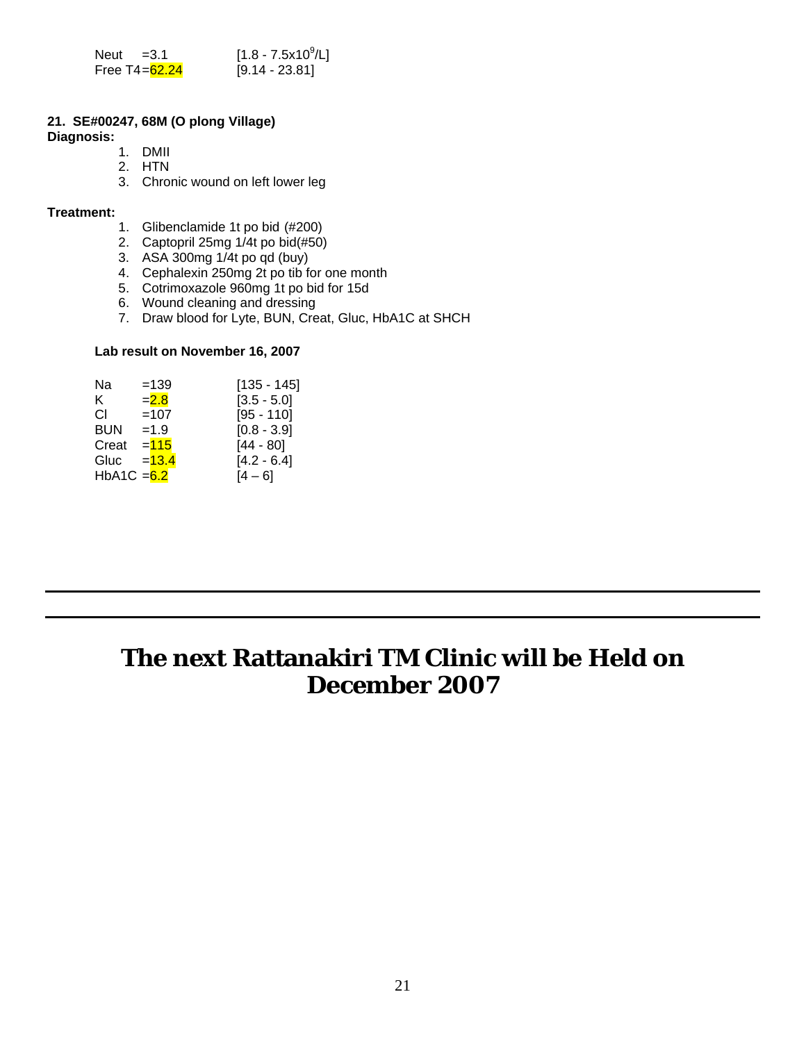| | | |
|---|---|---|
| Neut | =3.1 | [1.8 - 7.5x$10^9$/L] |
| Free T4 | =62.24 | [9.14 - 23.81] |

**21. SE#00247, 68M (O plong Village)**

**Diagnosis:**

1. DMII
2. HTN
3. Chronic wound on left lower leg

**Treatment:**

1. Glibenclamide 1t po bid (#200)
2. Captopril 25mg 1/4t po bid(#50)
3. ASA 300mg 1/4t po qd (buy)
4. Cephalexin 250mg 2t po tib for one month
5. Cotrimoxazole 960mg 1t po bid for 15d
6. Wound cleaning and dressing
7. Draw blood for Lyte, BUN, Creat, Gluc, HbA1C at SHCH

**Lab result on November 16, 2007**

| | | |
|---|---|---|
| Na | =139 | [135 - 145] |
| K | =2.8 | [3.5 - 5.0] |
| Cl | =107 | [95 - 110] |
| BUN | =1.9 | [0.8 - 3.9] |
| Creat | =115 | [44 - 80] |
| Gluc | =13.4 | [4.2 - 6.4] |
| HbA1C | =6.2 | [4 – 6] |

---

# The next Rattanakiri TM Clinic will be Held on December 2007